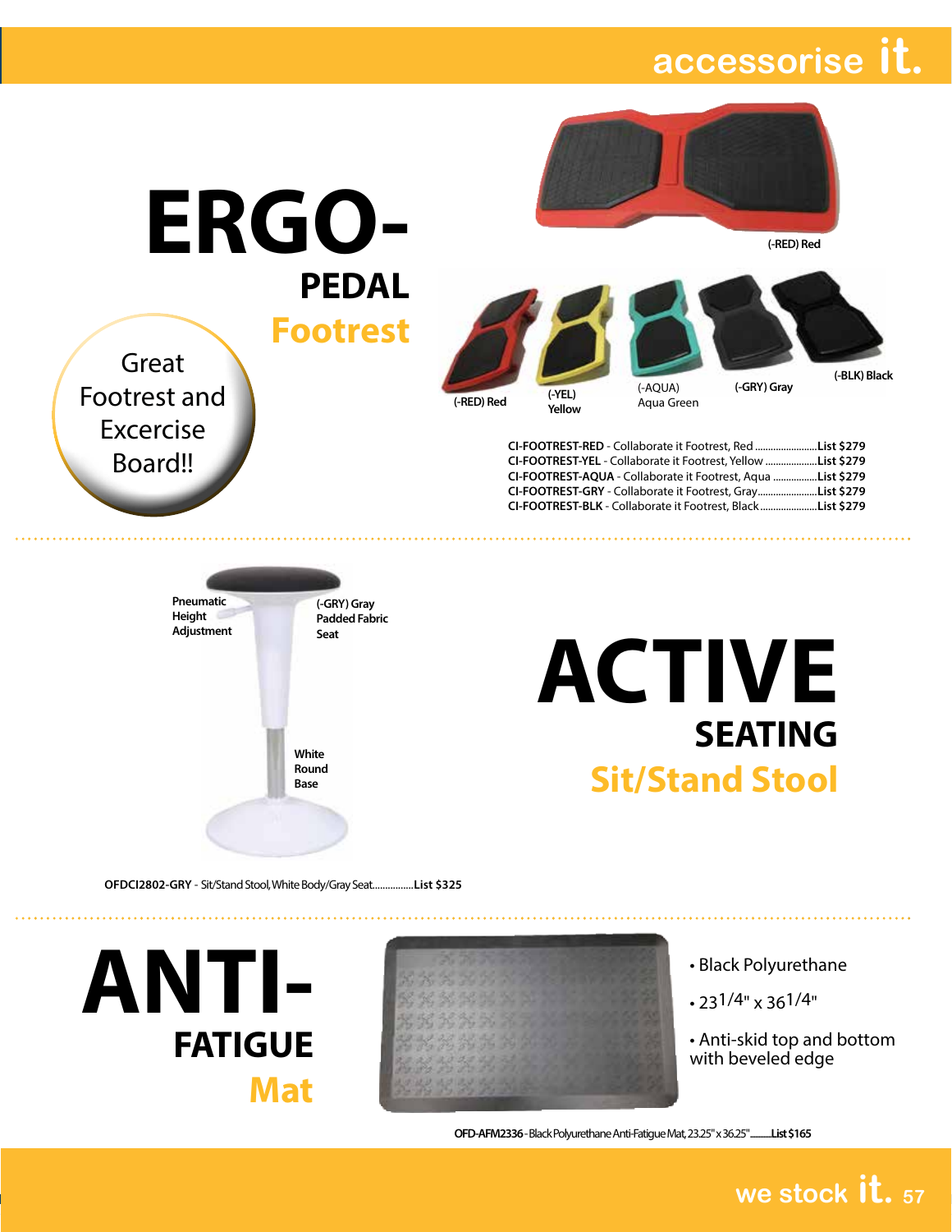accessorise it.

# ERGO-
## PEDAL
## Footrest

Great Footrest and Excercise Board!!

(-RED) Red

(-RED) Red (-YEL) Yellow (-AQUA) Aqua Green (-GRY) Gray (-BLK) Black

**CI-FOOTREST-RED** - Collaborate it Footrest, Red ........................**List $279**
**CI-FOOTREST-YEL** - Collaborate it Footrest, Yellow ....................**List $279**
**CI-FOOTREST-AQUA** - Collaborate it Footrest, Aqua .................**List $279**
**CI-FOOTREST-GRY** - Collaborate it Footrest, Gray.......................**List $279**
**CI-FOOTREST-BLK** - Collaborate it Footrest, Black......................**List $279**

# ACTIVE
## SEATING
## Sit/Stand Stool

Pneumatic Height Adjustment

(-GRY) Gray Padded Fabric Seat

White Round Base

**OFDCI2802-GRY** - Sit/Stand Stool, White Body/Gray Seat................**List $325**

# ANTI-
## FATIGUE
## Mat

- Black Polyurethane
- 23 1/4" x 36 1/4"
- Anti-skid top and bottom with beveled edge

**OFD-AFM2336** - Black Polyurethane Anti-Fatigue Mat, 23.25" x 36.25"..........**List $165**

we stock it.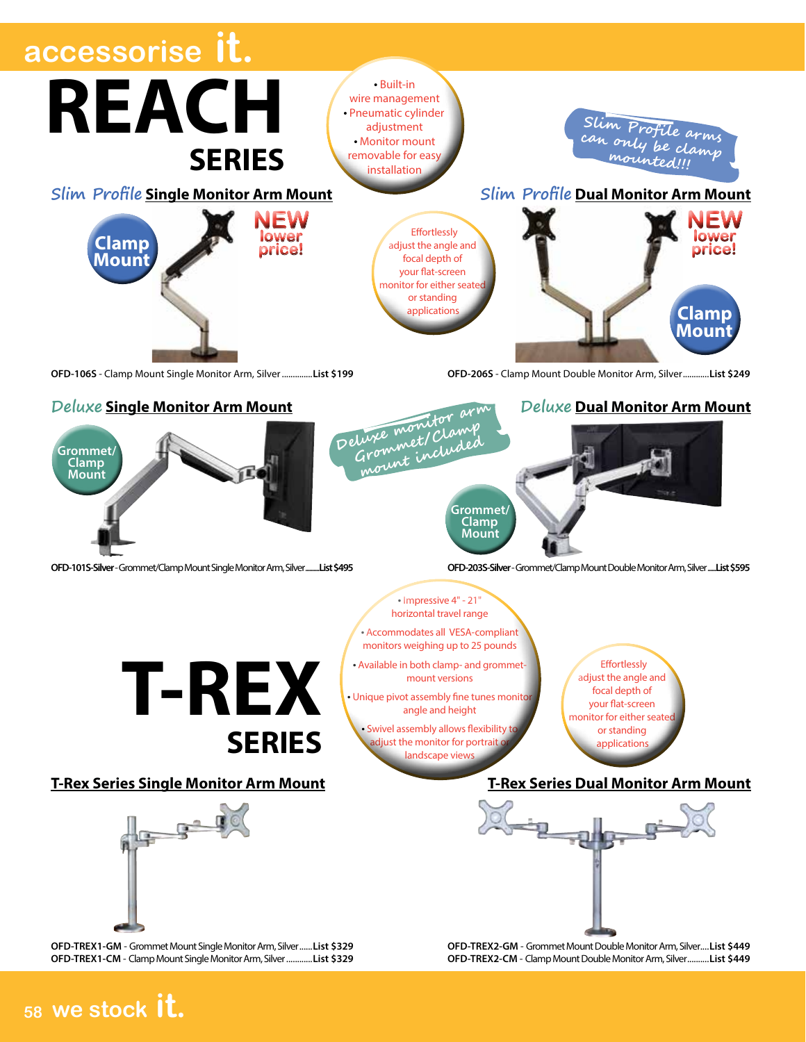# REACH SERIES

- Built-in wire management
- Pneumatic cylinder adjustment
- Monitor mount removable for easy installation

*Slim Profile arms can only be clamp mounted!!!*

## *Slim Profile* Single Monitor Arm Mount

Clamp Mount

**NEW** lower price!

Effortlessly adjust the angle and focal depth of your flat-screen monitor for either seated or standing applications

**OFD-106S** - Clamp Mount Single Monitor Arm, Silver..............**List $199**

## *Slim Profile* Dual Monitor Arm Mount

**NEW** lower price!

Clamp Mount

**OFD-206S** - Clamp Mount Double Monitor Arm, Silver............**List $249**

## *Deluxe* Single Monitor Arm Mount

Grommet/ Clamp Mount

*Deluxe monitor arm Grommet/Clamp mount included*

**OFD-101S-Silver** - Grommet/Clamp Mount Single Monitor Arm, Silver........**List $495**

## *Deluxe* Dual Monitor Arm Mount

Grommet/ Clamp Mount

**OFD-203S-Silver** - Grommet/Clamp Mount Double Monitor Arm, Silver.....**List $595**

# T-REX SERIES

- Impressive 4" - 21" horizontal travel range
- Accommodates all VESA-compliant monitors weighing up to 25 pounds
- Available in both clamp- and grommet-mount versions
- Unique pivot assembly fine tunes monitor angle and height
- Swivel assembly allows flexibility to adjust the monitor for portrait or landscape views

Effortlessly adjust the angle and focal depth of your flat-screen monitor for either seated or standing applications

## T-Rex Series Single Monitor Arm Mount

**OFD-TREX1-GM** - Grommet Mount Single Monitor Arm, Silver......**List $329**
**OFD-TREX1-CM** - Clamp Mount Single Monitor Arm, Silver............**List $329**

## T-Rex Series Dual Monitor Arm Mount

**OFD-TREX2-GM** - Grommet Mount Double Monitor Arm, Silver....**List $449**
**OFD-TREX2-CM** - Clamp Mount Double Monitor Arm, Silver..........**List $449**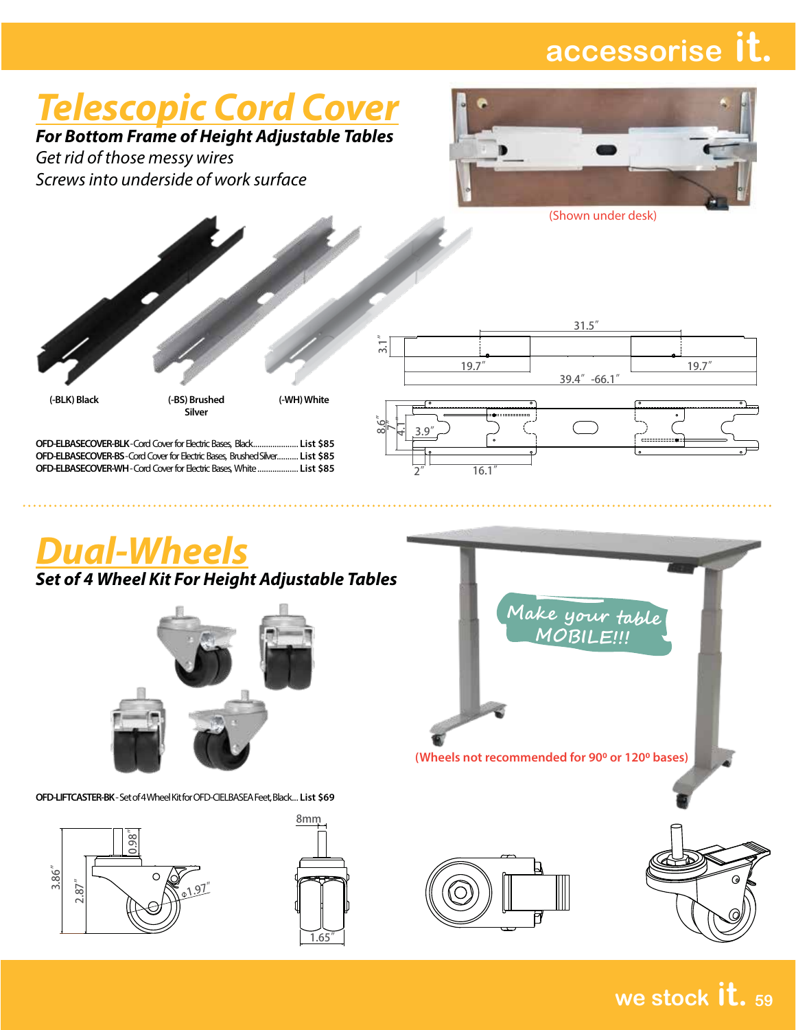# Telescopic Cord Cover

***For Bottom Frame of Height Adjustable Tables***

*Get rid of those messy wires*

*Screws into underside of work surface*

(Shown under desk)

(-BLK) Black

(-BS) Brushed Silver

(-WH) White

31.5″

3.1″

19.7″

19.7″

39.4″ -66.1″

8.6″

7″

4.1″

3.9″

2″

16.1″

**OFD-ELBASECOVER-BLK** - Cord Cover for Electric Bases, Black..................... **List $85**
**OFD-ELBASECOVER-BS** - Cord Cover for Electric Bases, Brushed Silver.......... **List $85**
**OFD-ELBASECOVER-WH** - Cord Cover for Electric Bases, White.................. **List $85**

# Dual-Wheels

***Set of 4 Wheel Kit For Height Adjustable Tables***

Make your table MOBILE!!!

(Wheels not recommended for 90º or 120º bases)

**OFD-LIFTCASTER-BK** - Set of 4 Wheel Kit for OFD-CIELBASEA Feet, Black... **List $69**

3.86″

2.87″

0.98″

ϕ1.97″

8mm

1.65″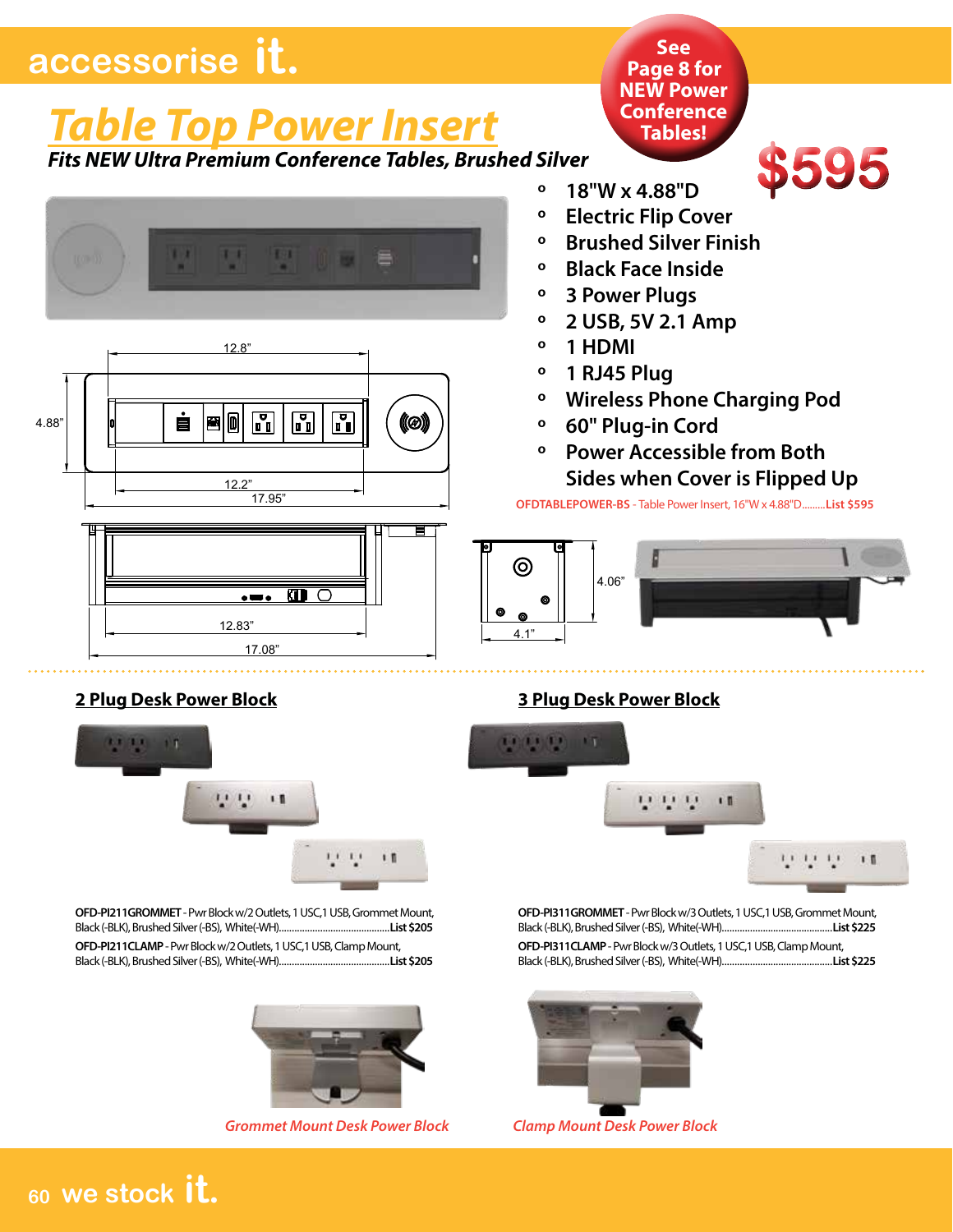# accessorise it.

## Table Top Power Insert

**See Page 8 for NEW Power Conference Tables!**

***Fits NEW Ultra Premium Conference Tables, Brushed Silver***

**$595**

- 18"W x 4.88"D
- Electric Flip Cover
- Brushed Silver Finish
- Black Face Inside
- 3 Power Plugs
- 2 USB, 5V 2.1 Amp
- 1 HDMI
- 1 RJ45 Plug
- Wireless Phone Charging Pod
- 60" Plug-in Cord
- Power Accessible from Both Sides when Cover is Flipped Up

**OFDTABLEPOWER-BS** - Table Power Insert, 16"W x 4.88"D.........**List $595**

12.8" | 4.88" | 12.2" | 17.95" | 12.83" | 17.08" | 4.06" | 4.1"

### 2 Plug Desk Power Block

**OFD-PI211GROMMET** - Pwr Block w/2 Outlets, 1 USC,1 USB, Grommet Mount, Black (-BLK), Brushed Silver (-BS), White(-WH)..........................................**List $205**

**OFD-PI211CLAMP** - Pwr Block w/2 Outlets, 1 USC,1 USB, Clamp Mount, Black (-BLK), Brushed Silver (-BS), White(-WH)..........................................**List $205**

### 3 Plug Desk Power Block

**OFD-PI311GROMMET** - Pwr Block w/3 Outlets, 1 USC,1 USB, Grommet Mount, Black (-BLK), Brushed Silver (-BS), White(-WH)..........................................**List $225**

**OFD-PI311CLAMP** - Pwr Block w/3 Outlets, 1 USC,1 USB, Clamp Mount, Black (-BLK), Brushed Silver (-BS), White(-WH)..........................................**List $225**

*Grommet Mount Desk Power Block*

*Clamp Mount Desk Power Block*

we stock it.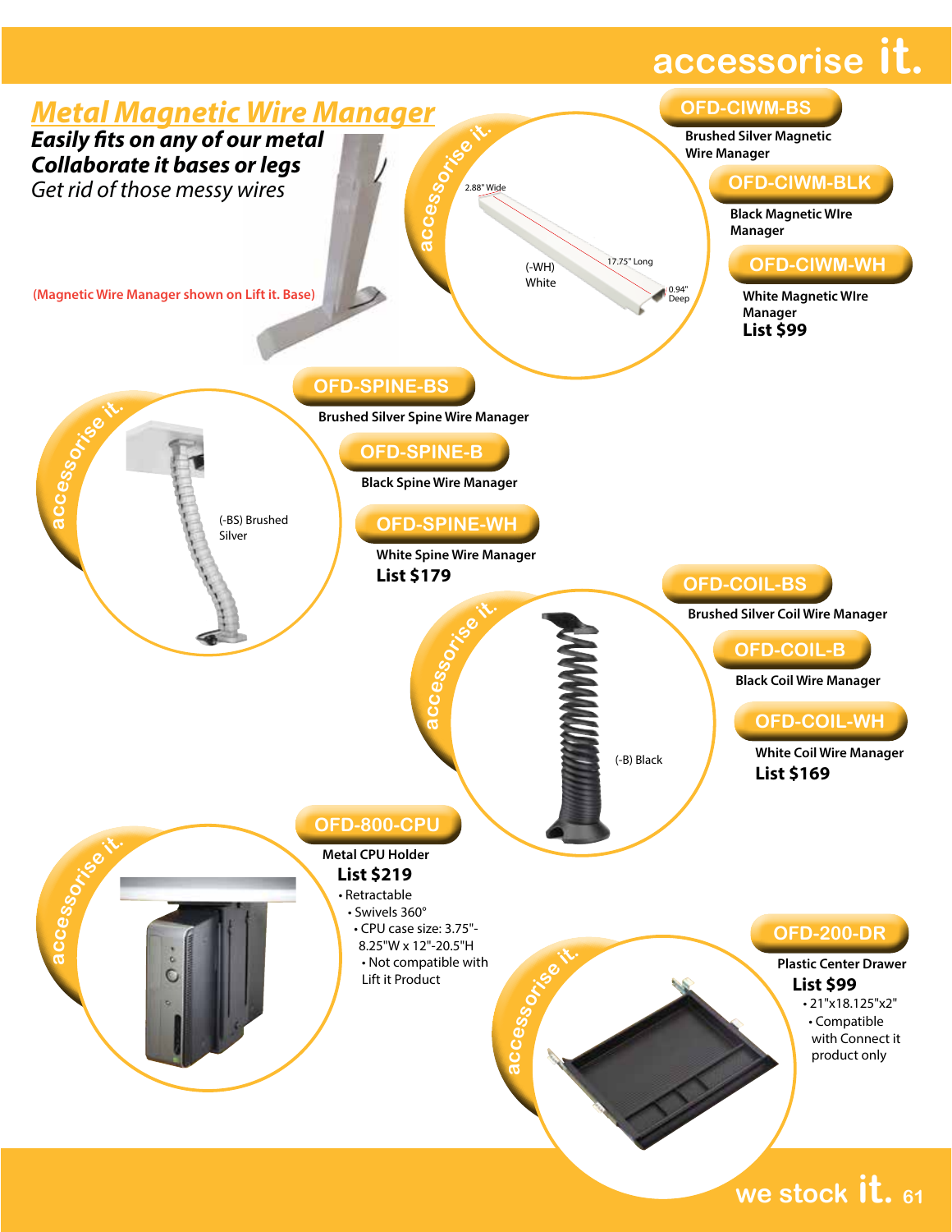# accessorise it.

## *Metal Magnetic Wire Manager*

***Easily fits on any of our metal Collaborate it bases or legs***

*Get rid of those messy wires*

(Magnetic Wire Manager shown on Lift it. Base)

2.88" Wide

17.75" Long

0.94" Deep

(-WH) White

**OFD-CIWM-BS**

**Brushed Silver Magnetic Wire Manager**

**OFD-CIWM-BLK**

**Black Magnetic WIre Manager**

**OFD-CIWM-WH**

**White Magnetic WIre Manager**

**List $99**

**OFD-SPINE-BS**

**Brushed Silver Spine Wire Manager**

**OFD-SPINE-B**

**Black Spine Wire Manager**

**OFD-SPINE-WH**

**White Spine Wire Manager**

**List $179**

(-BS) Brushed Silver

**OFD-COIL-BS**

**Brushed Silver Coil Wire Manager**

**OFD-COIL-B**

**Black Coil Wire Manager**

**OFD-COIL-WH**

**White Coil Wire Manager**

**List $169**

(-B) Black

**OFD-800-CPU**

**Metal CPU Holder**

**List $219**

- Retractable
- Swivels 360°
- CPU case size: 3.75"-8.25"W x 12"-20.5"H
- Not compatible with Lift it Product

**OFD-200-DR**

**Plastic Center Drawer**

**List $99**

- 21"x18.125"x2"
- Compatible with Connect it product only

we stock it.